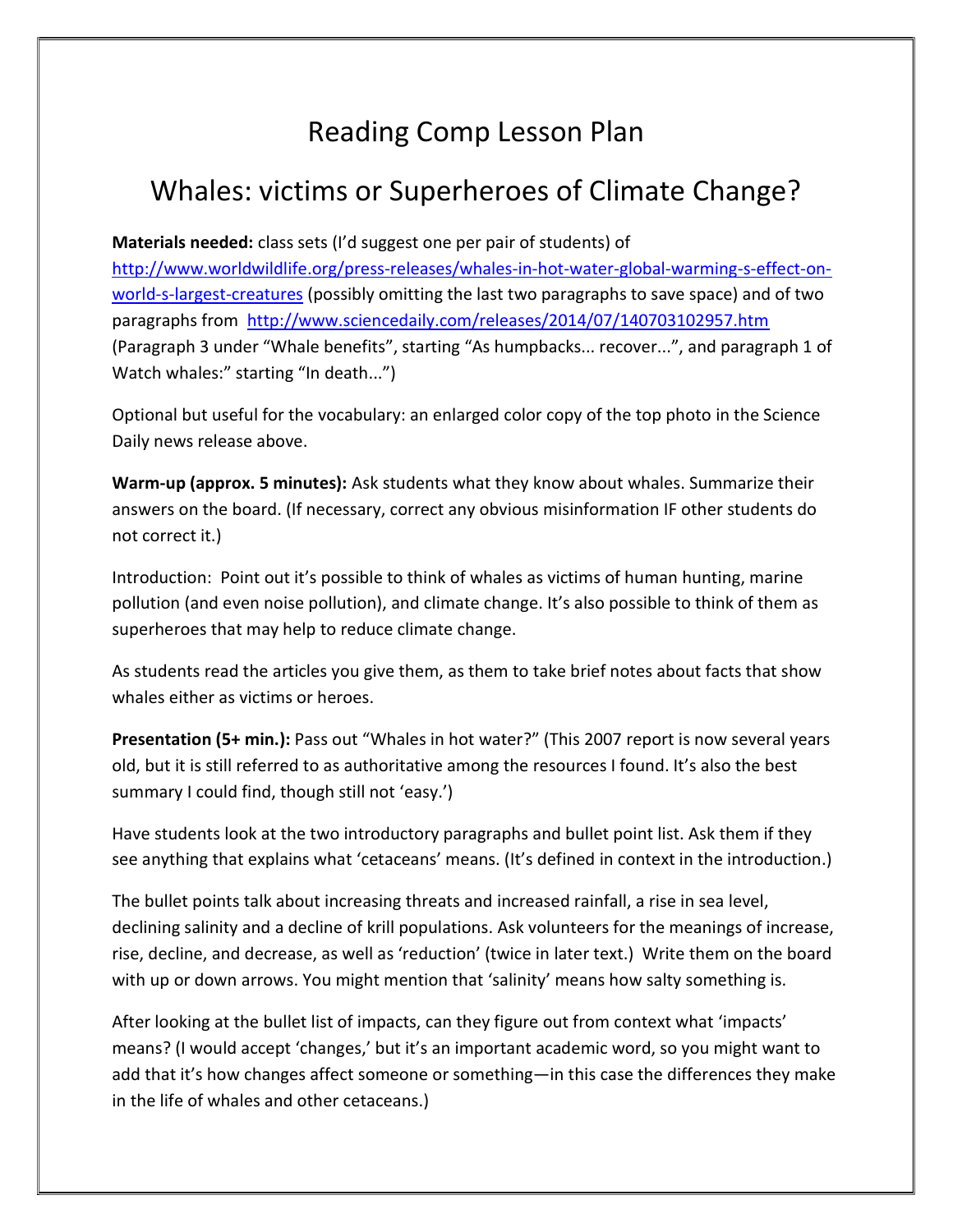# Reading Comp Lesson Plan

# Whales: victims or Superheroes of Climate Change?

**Materials needed:** class sets (I'd suggest one per pair of students) of [http://www.worldwildlife.org/press-releases/whales-in-hot-water-global-warming-s-effect-on-world-s-largest-creatures](http://www.worldwildlife.org/press-releases/whales-in-hot-water-global-warming-s-effect-on-world-s-largest-creatures) (possibly omitting the last two paragraphs to save space) and of two paragraphs from [http://www.sciencedaily.com/releases/2014/07/140703102957.htm](http://www.sciencedaily.com/releases/2014/07/140703102957.htm) (Paragraph 3 under "Whale benefits", starting "As humpbacks... recover...", and paragraph 1 of Watch whales:" starting "In death...")

Optional but useful for the vocabulary: an enlarged color copy of the top photo in the Science Daily news release above.

**Warm-up (approx. 5 minutes):** Ask students what they know about whales. Summarize their answers on the board. (If necessary, correct any obvious misinformation IF other students do not correct it.)

Introduction: Point out it's possible to think of whales as victims of human hunting, marine pollution (and even noise pollution), and climate change. It's also possible to think of them as superheroes that may help to reduce climate change.

As students read the articles you give them, as them to take brief notes about facts that show whales either as victims or heroes.

**Presentation (5+ min.):** Pass out "Whales in hot water?" (This 2007 report is now several years old, but it is still referred to as authoritative among the resources I found. It's also the best summary I could find, though still not 'easy.')

Have students look at the two introductory paragraphs and bullet point list. Ask them if they see anything that explains what 'cetaceans' means. (It's defined in context in the introduction.)

The bullet points talk about increasing threats and increased rainfall, a rise in sea level, declining salinity and a decline of krill populations. Ask volunteers for the meanings of increase, rise, decline, and decrease, as well as 'reduction' (twice in later text.) Write them on the board with up or down arrows. You might mention that 'salinity' means how salty something is.

After looking at the bullet list of impacts, can they figure out from context what 'impacts' means? (I would accept 'changes,' but it's an important academic word, so you might want to add that it's how changes affect someone or something—in this case the differences they make in the life of whales and other cetaceans.)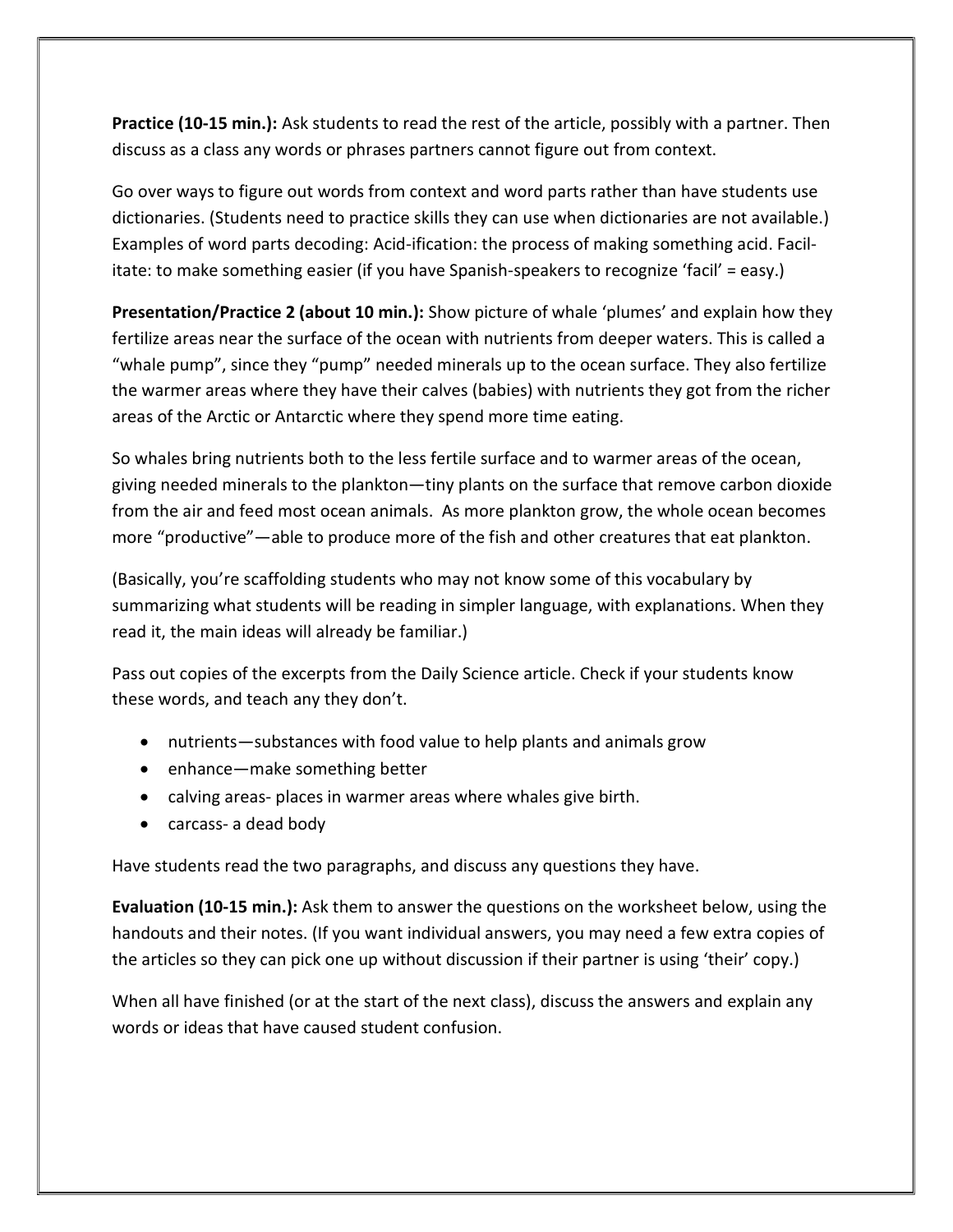**Practice (10-15 min.):** Ask students to read the rest of the article, possibly with a partner. Then discuss as a class any words or phrases partners cannot figure out from context.

Go over ways to figure out words from context and word parts rather than have students use dictionaries. (Students need to practice skills they can use when dictionaries are not available.) Examples of word parts decoding: Acid-ification: the process of making something acid. Facil-itate: to make something easier (if you have Spanish-speakers to recognize 'facil' = easy.)

**Presentation/Practice 2 (about 10 min.):** Show picture of whale 'plumes' and explain how they fertilize areas near the surface of the ocean with nutrients from deeper waters. This is called a "whale pump", since they "pump" needed minerals up to the ocean surface. They also fertilize the warmer areas where they have their calves (babies) with nutrients they got from the richer areas of the Arctic or Antarctic where they spend more time eating.

So whales bring nutrients both to the less fertile surface and to warmer areas of the ocean, giving needed minerals to the plankton—tiny plants on the surface that remove carbon dioxide from the air and feed most ocean animals. As more plankton grow, the whole ocean becomes more "productive"—able to produce more of the fish and other creatures that eat plankton.

(Basically, you're scaffolding students who may not know some of this vocabulary by summarizing what students will be reading in simpler language, with explanations. When they read it, the main ideas will already be familiar.)

Pass out copies of the excerpts from the Daily Science article. Check if your students know these words, and teach any they don't.

- nutrients—substances with food value to help plants and animals grow
- enhance—make something better
- calving areas- places in warmer areas where whales give birth.
- carcass- a dead body

Have students read the two paragraphs, and discuss any questions they have.

**Evaluation (10-15 min.):** Ask them to answer the questions on the worksheet below, using the handouts and their notes. (If you want individual answers, you may need a few extra copies of the articles so they can pick one up without discussion if their partner is using 'their' copy.)

When all have finished (or at the start of the next class), discuss the answers and explain any words or ideas that have caused student confusion.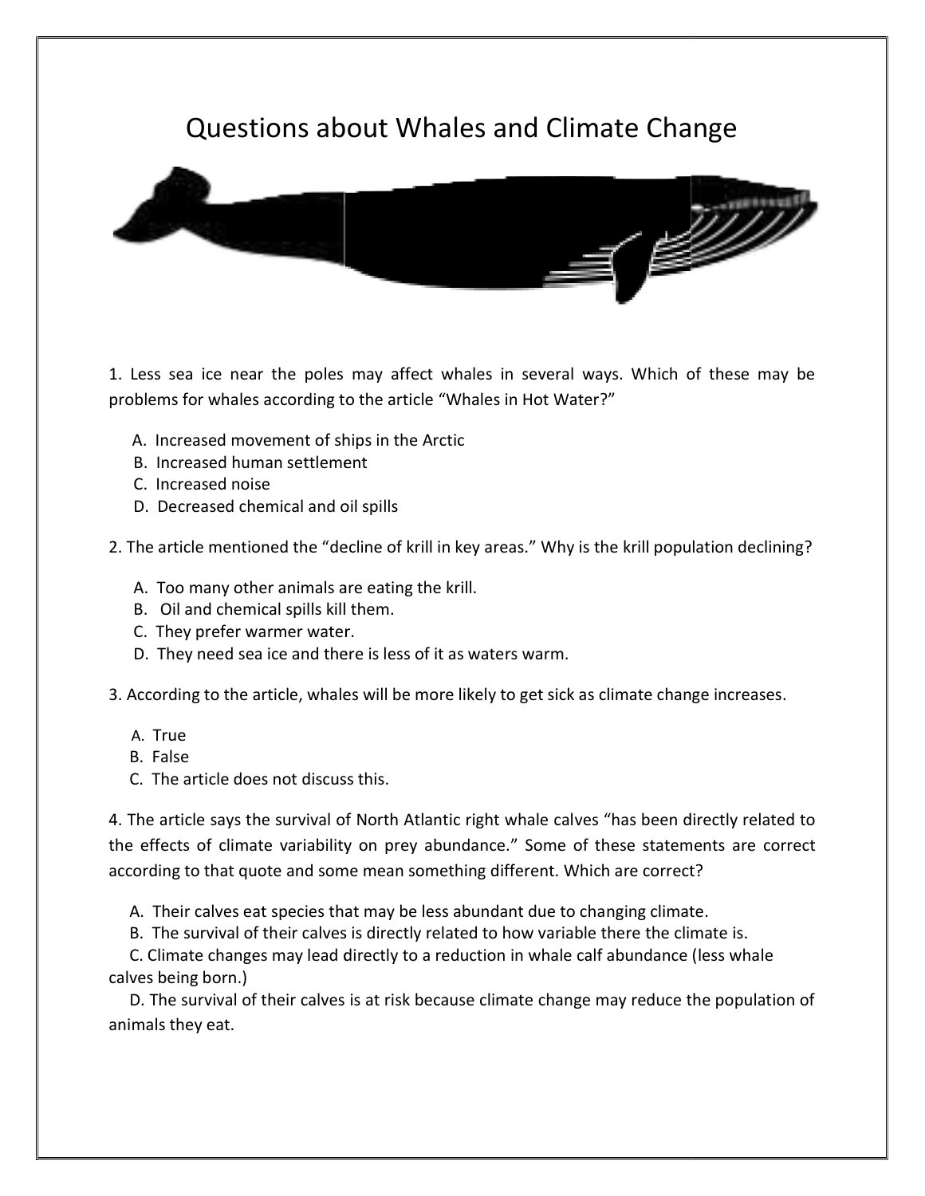# Questions about Whales and Climate Change

1. Less sea ice near the poles may affect whales in several ways. Which of these may be problems for whales according to the article "Whales in Hot Water?"

   A. Increased movement of ships in the Arctic
   B. Increased human settlement
   C. Increased noise
   D. Decreased chemical and oil spills

2. The article mentioned the "decline of krill in key areas." Why is the krill population declining?

   A. Too many other animals are eating the krill.
   B. Oil and chemical spills kill them.
   C. They prefer warmer water.
   D. They need sea ice and there is less of it as waters warm.

3. According to the article, whales will be more likely to get sick as climate change increases.

   A. True
   B. False
   C. The article does not discuss this.

4. The article says the survival of North Atlantic right whale calves "has been directly related to the effects of climate variability on prey abundance." Some of these statements are correct according to that quote and some mean something different. Which are correct?

   A. Their calves eat species that may be less abundant due to changing climate.
   B. The survival of their calves is directly related to how variable there the climate is.
   C. Climate changes may lead directly to a reduction in whale calf abundance (less whale calves being born.)
   D. The survival of their calves is at risk because climate change may reduce the population of animals they eat.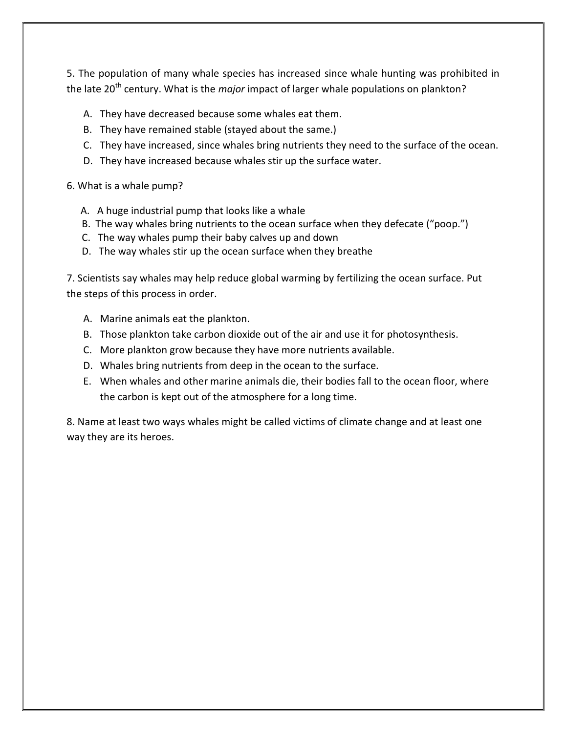5. The population of many whale species has increased since whale hunting was prohibited in the late 20th century. What is the *major* impact of larger whale populations on plankton?

A. They have decreased because some whales eat them.
B. They have remained stable (stayed about the same.)
C. They have increased, since whales bring nutrients they need to the surface of the ocean.
D. They have increased because whales stir up the surface water.

6. What is a whale pump?

A. A huge industrial pump that looks like a whale
B. The way whales bring nutrients to the ocean surface when they defecate ("poop.")
C. The way whales pump their baby calves up and down
D. The way whales stir up the ocean surface when they breathe

7. Scientists say whales may help reduce global warming by fertilizing the ocean surface. Put the steps of this process in order.

A. Marine animals eat the plankton.
B. Those plankton take carbon dioxide out of the air and use it for photosynthesis.
C. More plankton grow because they have more nutrients available.
D. Whales bring nutrients from deep in the ocean to the surface.
E. When whales and other marine animals die, their bodies fall to the ocean floor, where the carbon is kept out of the atmosphere for a long time.

8. Name at least two ways whales might be called victims of climate change and at least one way they are its heroes.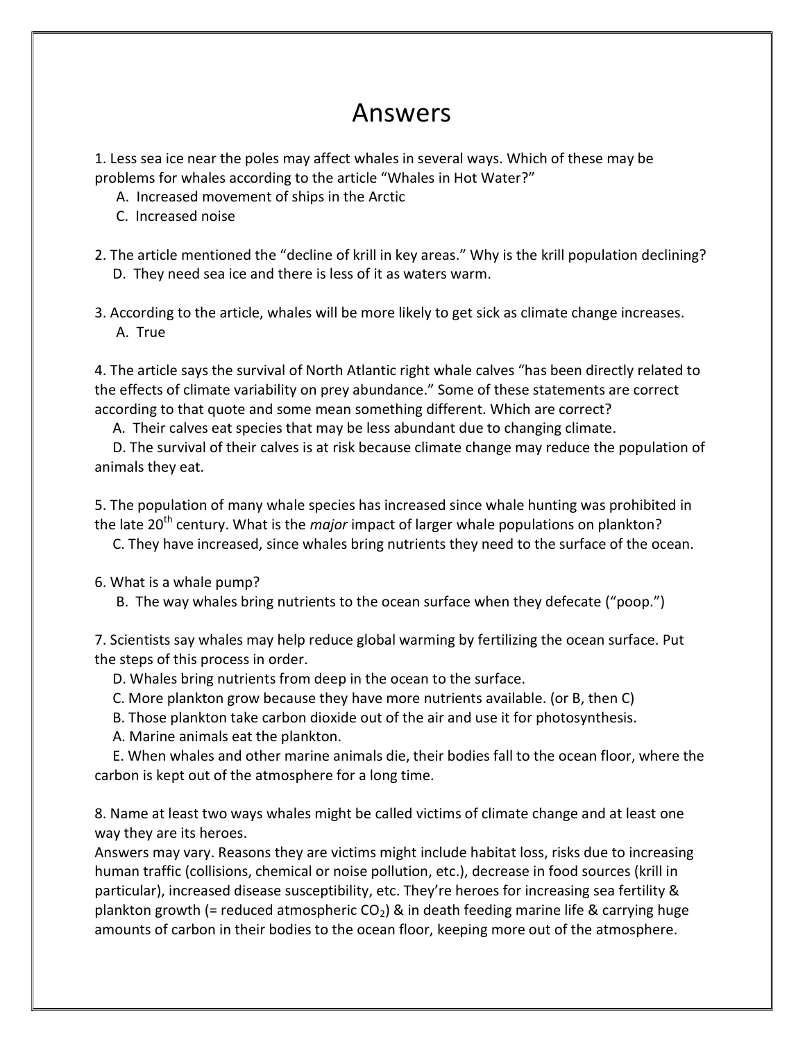# Answers

1. Less sea ice near the poles may affect whales in several ways. Which of these may be problems for whales according to the article "Whales in Hot Water?"

   A. Increased movement of ships in the Arctic

   C. Increased noise

2. The article mentioned the "decline of krill in key areas." Why is the krill population declining?

   D. They need sea ice and there is less of it as waters warm.

3. According to the article, whales will be more likely to get sick as climate change increases.

   A. True

4. The article says the survival of North Atlantic right whale calves "has been directly related to the effects of climate variability on prey abundance." Some of these statements are correct according to that quote and some mean something different. Which are correct?

   A. Their calves eat species that may be less abundant due to changing climate.

   D. The survival of their calves is at risk because climate change may reduce the population of animals they eat.

5. The population of many whale species has increased since whale hunting was prohibited in the late 20th century. What is the *major* impact of larger whale populations on plankton?

   C. They have increased, since whales bring nutrients they need to the surface of the ocean.

6. What is a whale pump?

   B. The way whales bring nutrients to the ocean surface when they defecate ("poop.")

7. Scientists say whales may help reduce global warming by fertilizing the ocean surface. Put the steps of this process in order.

   D. Whales bring nutrients from deep in the ocean to the surface.

   C. More plankton grow because they have more nutrients available. (or B, then C)

   B. Those plankton take carbon dioxide out of the air and use it for photosynthesis.

   A. Marine animals eat the plankton.

   E. When whales and other marine animals die, their bodies fall to the ocean floor, where the carbon is kept out of the atmosphere for a long time.

8. Name at least two ways whales might be called victims of climate change and at least one way they are its heroes.

Answers may vary. Reasons they are victims might include habitat loss, risks due to increasing human traffic (collisions, chemical or noise pollution, etc.), decrease in food sources (krill in particular), increased disease susceptibility, etc. They're heroes for increasing sea fertility & plankton growth (= reduced atmospheric $CO_2$) & in death feeding marine life & carrying huge amounts of carbon in their bodies to the ocean floor, keeping more out of the atmosphere.